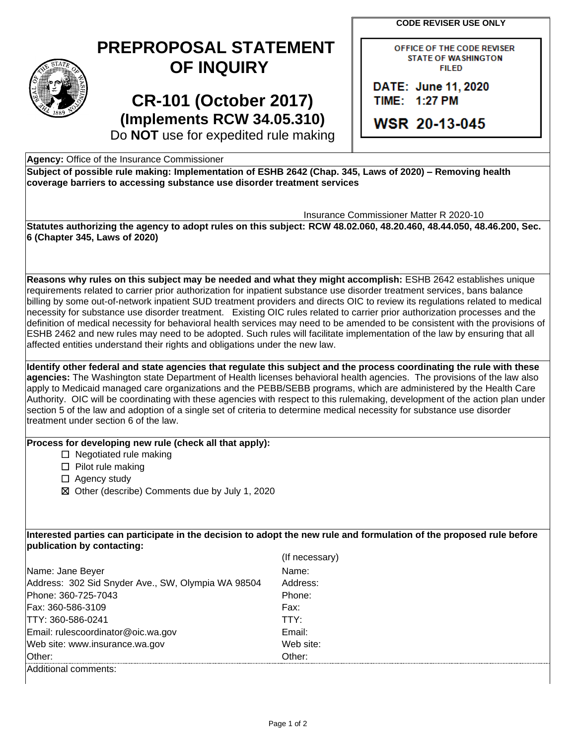# PREPROPOSAL STATEMENT OF INQUIRY

## CR-101 (October 2017)
### (Implements RCW 34.05.310)

Do **NOT** use for expedited rule making

**CODE REVISER USE ONLY**

OFFICE OF THE CODE REVISER
STATE OF WASHINGTON
FILED

DATE: June 11, 2020
TIME: 1:27 PM

WSR 20-13-045

**Agency:** Office of the Insurance Commissioner

**Subject of possible rule making: Implementation of ESHB 2642 (Chap. 345, Laws of 2020) – Removing health coverage barriers to accessing substance use disorder treatment services**

Insurance Commissioner Matter R 2020-10

**Statutes authorizing the agency to adopt rules on this subject: RCW 48.02.060, 48.20.460, 48.44.050, 48.46.200, Sec. 6 (Chapter 345, Laws of 2020)**

**Reasons why rules on this subject may be needed and what they might accomplish:** ESHB 2642 establishes unique requirements related to carrier prior authorization for inpatient substance use disorder treatment services, bans balance billing by some out-of-network inpatient SUD treatment providers and directs OIC to review its regulations related to medical necessity for substance use disorder treatment. Existing OIC rules related to carrier prior authorization processes and the definition of medical necessity for behavioral health services may need to be amended to be consistent with the provisions of ESHB 2462 and new rules may need to be adopted. Such rules will facilitate implementation of the law by ensuring that all affected entities understand their rights and obligations under the new law.

**Identify other federal and state agencies that regulate this subject and the process coordinating the rule with these agencies:** The Washington state Department of Health licenses behavioral health agencies. The provisions of the law also apply to Medicaid managed care organizations and the PEBB/SEBB programs, which are administered by the Health Care Authority. OIC will be coordinating with these agencies with respect to this rulemaking, development of the action plan under section 5 of the law and adoption of a single set of criteria to determine medical necessity for substance use disorder treatment under section 6 of the law.

**Process for developing new rule (check all that apply):**

- ☐ Negotiated rule making
- ☐ Pilot rule making
- ☐ Agency study
- ☒ Other (describe) Comments due by July 1, 2020

**Interested parties can participate in the decision to adopt the new rule and formulation of the proposed rule before publication by contacting:**

| | (If necessary) |
|---|---|
| Name: Jane Beyer | Name: |
| Address: 302 Sid Snyder Ave., SW, Olympia WA 98504 | Address: |
| Phone: 360-725-7043 | Phone: |
| Fax: 360-586-3109 | Fax: |
| TTY: 360-586-0241 | TTY: |
| Email: rulescoordinator@oic.wa.gov | Email: |
| Web site: www.insurance.wa.gov | Web site: |
| Other: | Other: |

Additional comments: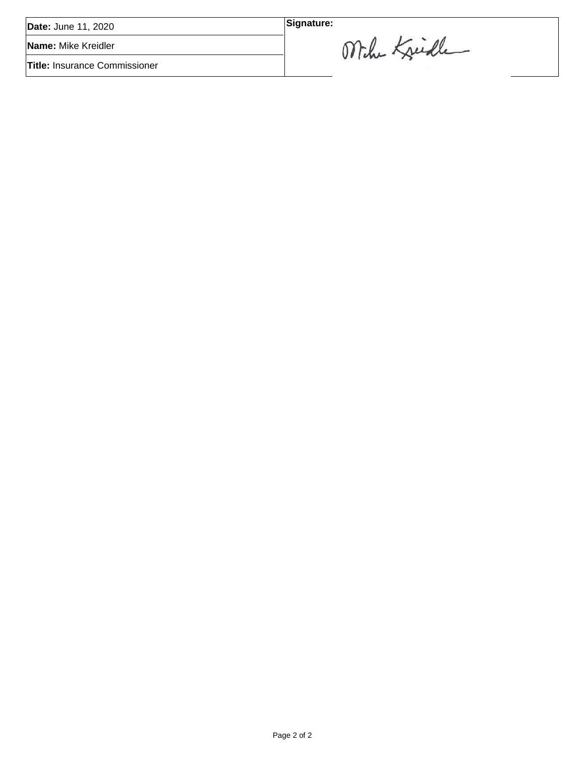| | |
| --- | --- |
| **Date:** June 11, 2020 | **Signature:** |
| **Name:** Mike Kreidler | Mike Kreidler |
| **Title:** Insurance Commissioner | |